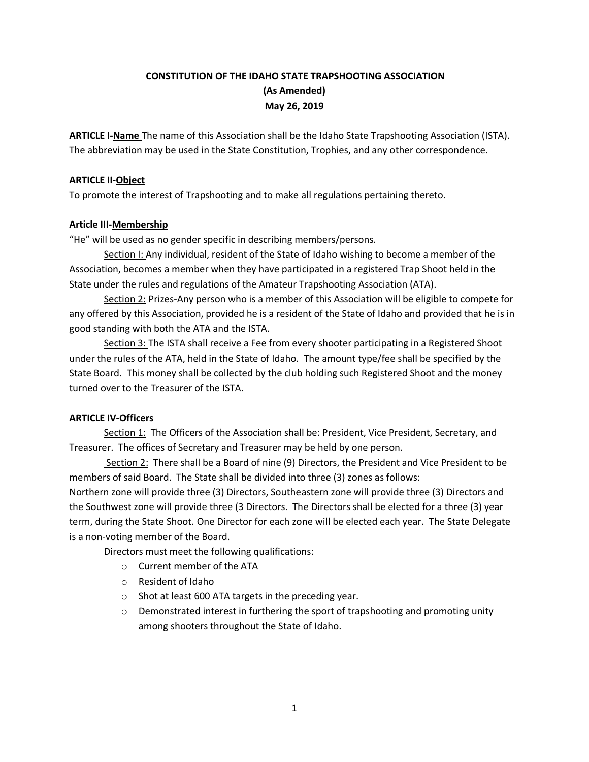# CONSTITUTION OF THE IDAHO STATE TRAPSHOOTING ASSOCIATION
## (As Amended)
## May 26, 2019

**ARTICLE I-<u>Name</u>** The name of this Association shall be the Idaho State Trapshooting Association (ISTA). The abbreviation may be used in the State Constitution, Trophies, and any other correspondence.

**ARTICLE II-<u>Object</u>**
To promote the interest of Trapshooting and to make all regulations pertaining thereto.

**Article III-<u>Membership</u>**
"He" will be used as no gender specific in describing members/persons.

<u>Section I:</u> Any individual, resident of the State of Idaho wishing to become a member of the Association, becomes a member when they have participated in a registered Trap Shoot held in the State under the rules and regulations of the Amateur Trapshooting Association (ATA).

<u>Section 2:</u> Prizes-Any person who is a member of this Association will be eligible to compete for any offered by this Association, provided he is a resident of the State of Idaho and provided that he is in good standing with both the ATA and the ISTA.

<u>Section 3:</u> The ISTA shall receive a Fee from every shooter participating in a Registered Shoot under the rules of the ATA, held in the State of Idaho. The amount type/fee shall be specified by the State Board. This money shall be collected by the club holding such Registered Shoot and the money turned over to the Treasurer of the ISTA.

**ARTICLE IV-<u>Officers</u>**

<u>Section 1:</u> The Officers of the Association shall be: President, Vice President, Secretary, and Treasurer. The offices of Secretary and Treasurer may be held by one person.

<u>Section 2:</u> There shall be a Board of nine (9) Directors, the President and Vice President to be members of said Board. The State shall be divided into three (3) zones as follows:
Northern zone will provide three (3) Directors, Southeastern zone will provide three (3) Directors and the Southwest zone will provide three (3 Directors. The Directors shall be elected for a three (3) year term, during the State Shoot. One Director for each zone will be elected each year. The State Delegate is a non-voting member of the Board.

Directors must meet the following qualifications:

- Current member of the ATA
- Resident of Idaho
- Shot at least 600 ATA targets in the preceding year.
- Demonstrated interest in furthering the sport of trapshooting and promoting unity among shooters throughout the State of Idaho.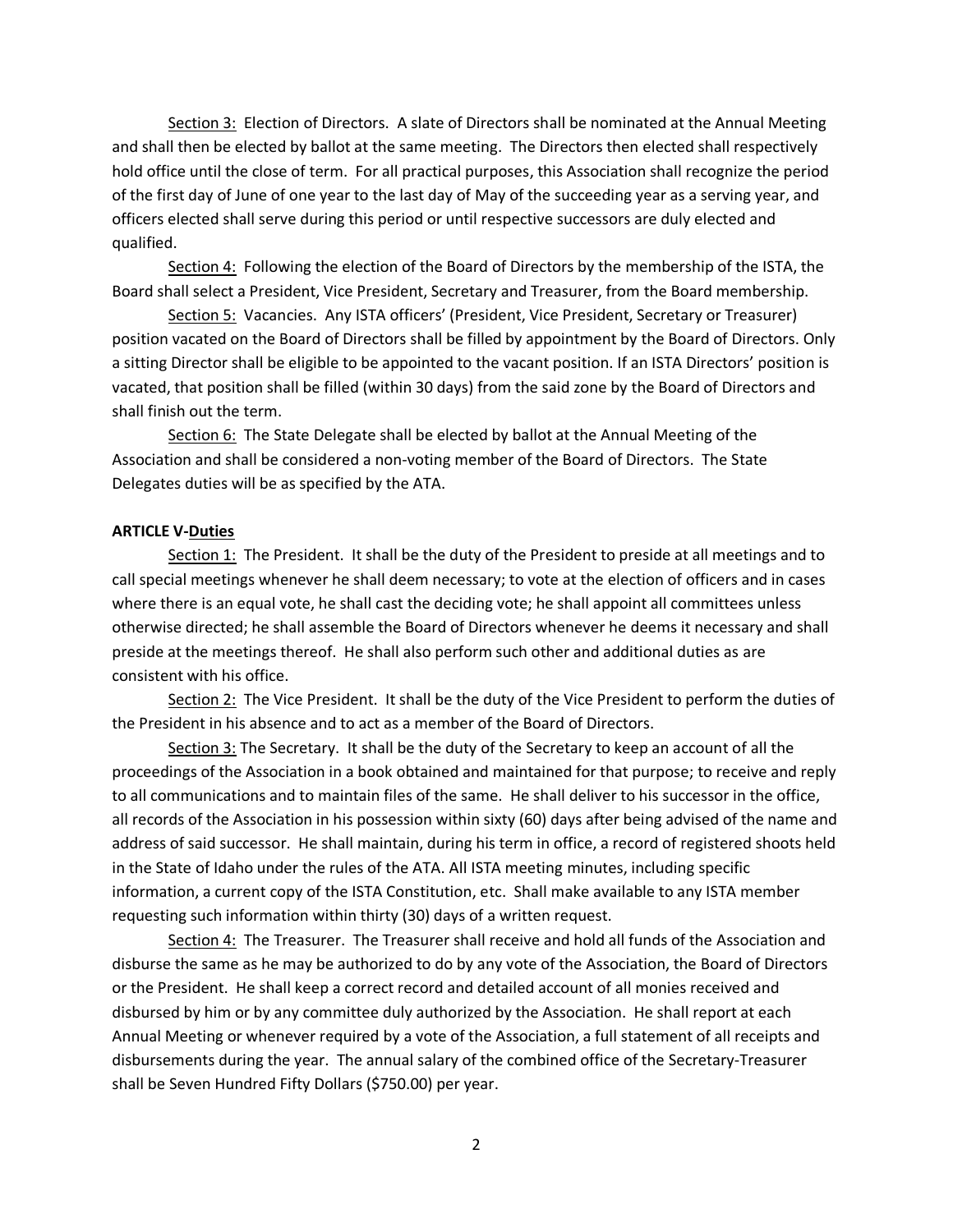Section 3: Election of Directors. A slate of Directors shall be nominated at the Annual Meeting and shall then be elected by ballot at the same meeting. The Directors then elected shall respectively hold office until the close of term. For all practical purposes, this Association shall recognize the period of the first day of June of one year to the last day of May of the succeeding year as a serving year, and officers elected shall serve during this period or until respective successors are duly elected and qualified.

Section 4: Following the election of the Board of Directors by the membership of the ISTA, the Board shall select a President, Vice President, Secretary and Treasurer, from the Board membership.

Section 5: Vacancies. Any ISTA officers' (President, Vice President, Secretary or Treasurer) position vacated on the Board of Directors shall be filled by appointment by the Board of Directors. Only a sitting Director shall be eligible to be appointed to the vacant position. If an ISTA Directors' position is vacated, that position shall be filled (within 30 days) from the said zone by the Board of Directors and shall finish out the term.

Section 6: The State Delegate shall be elected by ballot at the Annual Meeting of the Association and shall be considered a non-voting member of the Board of Directors. The State Delegates duties will be as specified by the ATA.

**ARTICLE V-Duties**

Section 1: The President. It shall be the duty of the President to preside at all meetings and to call special meetings whenever he shall deem necessary; to vote at the election of officers and in cases where there is an equal vote, he shall cast the deciding vote; he shall appoint all committees unless otherwise directed; he shall assemble the Board of Directors whenever he deems it necessary and shall preside at the meetings thereof. He shall also perform such other and additional duties as are consistent with his office.

Section 2: The Vice President. It shall be the duty of the Vice President to perform the duties of the President in his absence and to act as a member of the Board of Directors.

Section 3: The Secretary. It shall be the duty of the Secretary to keep an account of all the proceedings of the Association in a book obtained and maintained for that purpose; to receive and reply to all communications and to maintain files of the same. He shall deliver to his successor in the office, all records of the Association in his possession within sixty (60) days after being advised of the name and address of said successor. He shall maintain, during his term in office, a record of registered shoots held in the State of Idaho under the rules of the ATA. All ISTA meeting minutes, including specific information, a current copy of the ISTA Constitution, etc. Shall make available to any ISTA member requesting such information within thirty (30) days of a written request.

Section 4: The Treasurer. The Treasurer shall receive and hold all funds of the Association and disburse the same as he may be authorized to do by any vote of the Association, the Board of Directors or the President. He shall keep a correct record and detailed account of all monies received and disbursed by him or by any committee duly authorized by the Association. He shall report at each Annual Meeting or whenever required by a vote of the Association, a full statement of all receipts and disbursements during the year. The annual salary of the combined office of the Secretary-Treasurer shall be Seven Hundred Fifty Dollars ($750.00) per year.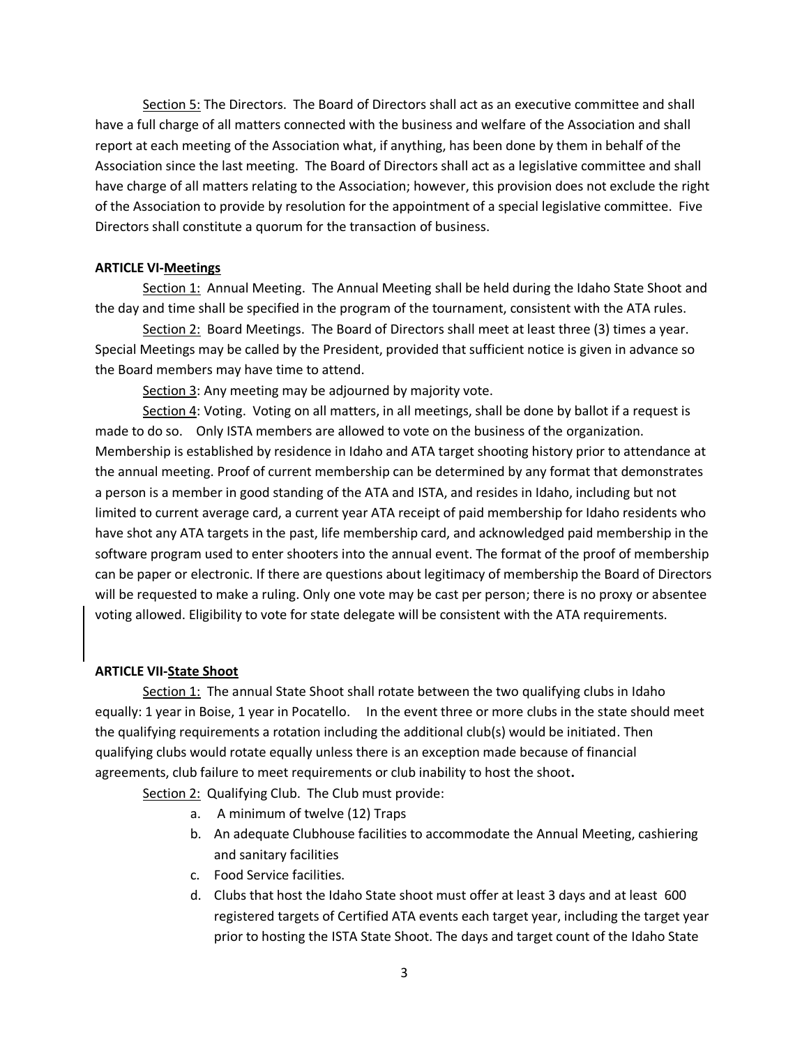Section 5: The Directors. The Board of Directors shall act as an executive committee and shall have a full charge of all matters connected with the business and welfare of the Association and shall report at each meeting of the Association what, if anything, has been done by them in behalf of the Association since the last meeting. The Board of Directors shall act as a legislative committee and shall have charge of all matters relating to the Association; however, this provision does not exclude the right of the Association to provide by resolution for the appointment of a special legislative committee. Five Directors shall constitute a quorum for the transaction of business.

**ARTICLE VI-Meetings**

Section 1: Annual Meeting. The Annual Meeting shall be held during the Idaho State Shoot and the day and time shall be specified in the program of the tournament, consistent with the ATA rules.

Section 2: Board Meetings. The Board of Directors shall meet at least three (3) times a year. Special Meetings may be called by the President, provided that sufficient notice is given in advance so the Board members may have time to attend.

Section 3: Any meeting may be adjourned by majority vote.

Section 4: Voting. Voting on all matters, in all meetings, shall be done by ballot if a request is made to do so. Only ISTA members are allowed to vote on the business of the organization. Membership is established by residence in Idaho and ATA target shooting history prior to attendance at the annual meeting. Proof of current membership can be determined by any format that demonstrates a person is a member in good standing of the ATA and ISTA, and resides in Idaho, including but not limited to current average card, a current year ATA receipt of paid membership for Idaho residents who have shot any ATA targets in the past, life membership card, and acknowledged paid membership in the software program used to enter shooters into the annual event. The format of the proof of membership can be paper or electronic. If there are questions about legitimacy of membership the Board of Directors will be requested to make a ruling. Only one vote may be cast per person; there is no proxy or absentee voting allowed. Eligibility to vote for state delegate will be consistent with the ATA requirements.

**ARTICLE VII-State Shoot**

Section 1: The annual State Shoot shall rotate between the two qualifying clubs in Idaho equally: 1 year in Boise, 1 year in Pocatello. In the event three or more clubs in the state should meet the qualifying requirements a rotation including the additional club(s) would be initiated. Then qualifying clubs would rotate equally unless there is an exception made because of financial agreements, club failure to meet requirements or club inability to host the shoot.

Section 2: Qualifying Club. The Club must provide:

a. A minimum of twelve (12) Traps
b. An adequate Clubhouse facilities to accommodate the Annual Meeting, cashiering and sanitary facilities
c. Food Service facilities.
d. Clubs that host the Idaho State shoot must offer at least 3 days and at least 600 registered targets of Certified ATA events each target year, including the target year prior to hosting the ISTA State Shoot. The days and target count of the Idaho State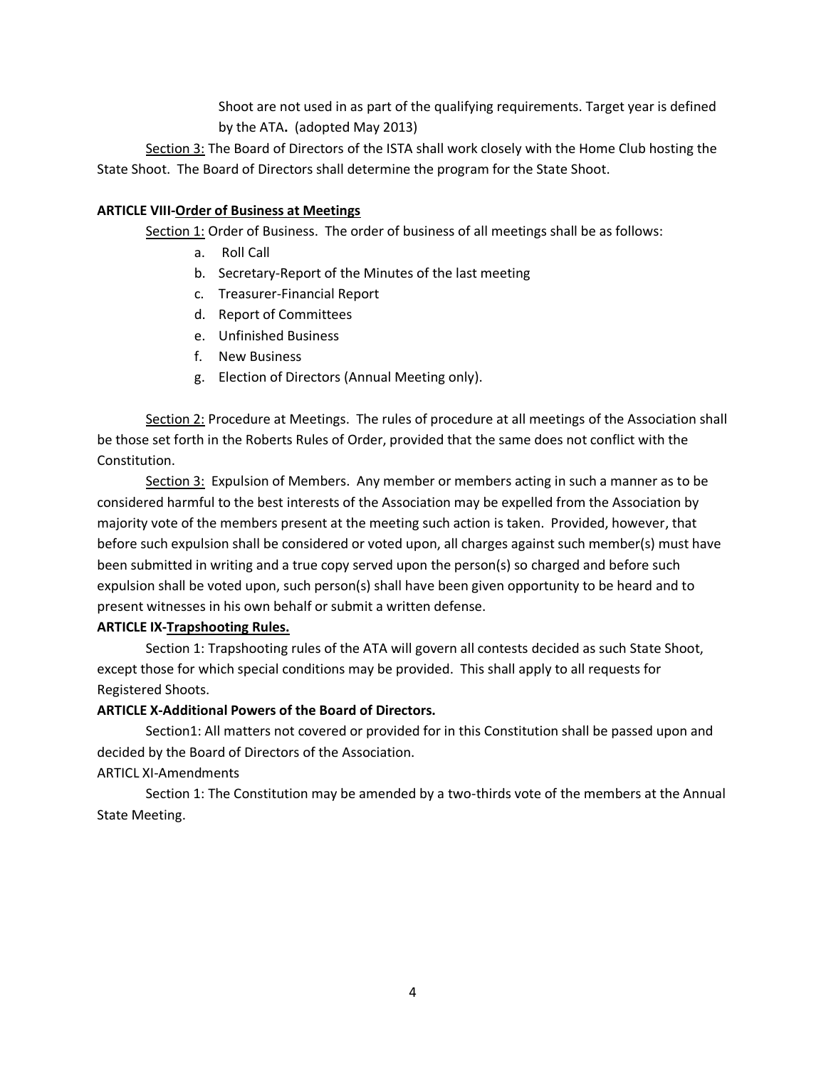Shoot are not used in as part of the qualifying requirements. Target year is defined by the ATA**.** (adopted May 2013)

<u>Section 3:</u> The Board of Directors of the ISTA shall work closely with the Home Club hosting the State Shoot. The Board of Directors shall determine the program for the State Shoot.

**ARTICLE VIII-<u>Order of Business at Meetings</u>**

<u>Section 1:</u> Order of Business. The order of business of all meetings shall be as follows:

a. Roll Call
b. Secretary-Report of the Minutes of the last meeting
c. Treasurer-Financial Report
d. Report of Committees
e. Unfinished Business
f. New Business
g. Election of Directors (Annual Meeting only).

<u>Section 2:</u> Procedure at Meetings. The rules of procedure at all meetings of the Association shall be those set forth in the Roberts Rules of Order, provided that the same does not conflict with the Constitution.

<u>Section 3:</u> Expulsion of Members. Any member or members acting in such a manner as to be considered harmful to the best interests of the Association may be expelled from the Association by majority vote of the members present at the meeting such action is taken. Provided, however, that before such expulsion shall be considered or voted upon, all charges against such member(s) must have been submitted in writing and a true copy served upon the person(s) so charged and before such expulsion shall be voted upon, such person(s) shall have been given opportunity to be heard and to present witnesses in his own behalf or submit a written defense.

**ARTICLE IX-<u>Trapshooting Rules.</u>**

Section 1: Trapshooting rules of the ATA will govern all contests decided as such State Shoot, except those for which special conditions may be provided. This shall apply to all requests for Registered Shoots.

**ARTICLE X-Additional Powers of the Board of Directors.**

Section1: All matters not covered or provided for in this Constitution shall be passed upon and decided by the Board of Directors of the Association.

ARTICL XI-Amendments

Section 1: The Constitution may be amended by a two-thirds vote of the members at the Annual State Meeting.